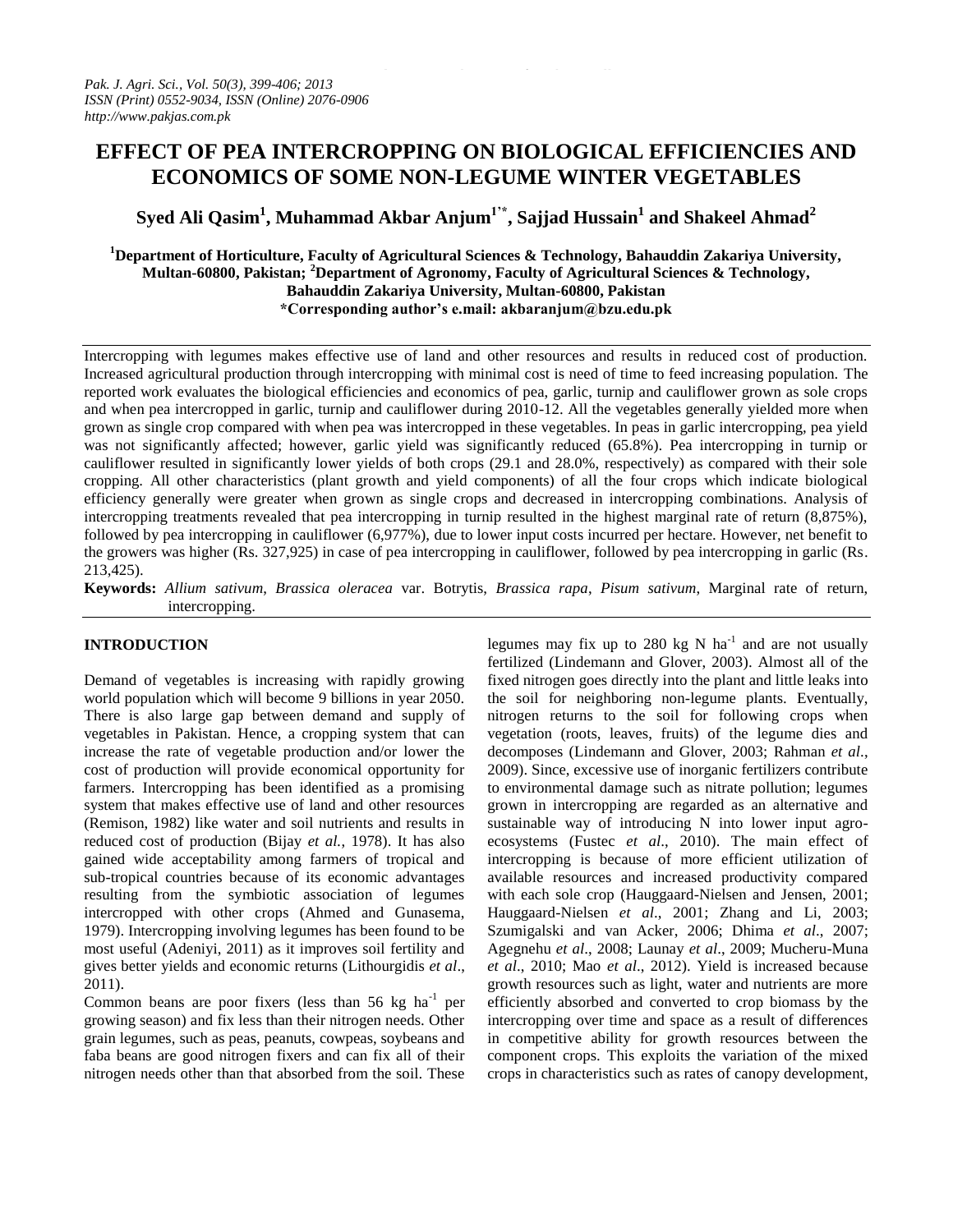# EFFECT OF PEA INTERCROPPING ON BIOLOGICAL EFFICIENCIES AND ECONOMICS OF SOME NON-LEGUME WINTER VEGETABLES

**Syed Ali Qasim[1], Muhammad Akbar Anjum[1*], Sajjad Hussain[1] and Shakeel Ahmad[2]**

**[1]Department of Horticulture, Faculty of Agricultural Sciences & Technology, Bahauddin Zakariya University, Multan-60800, Pakistan; [2]Department of Agronomy, Faculty of Agricultural Sciences & Technology, Bahauddin Zakariya University, Multan-60800, Pakistan**
**\*Corresponding author's e.mail: akbaranjum@bzu.edu.pk**

Intercropping with legumes makes effective use of land and other resources and results in reduced cost of production. Increased agricultural production through intercropping with minimal cost is need of time to feed increasing population. The reported work evaluates the biological efficiencies and economics of pea, garlic, turnip and cauliflower grown as sole crops and when pea intercropped in garlic, turnip and cauliflower during 2010-12. All the vegetables generally yielded more when grown as single crop compared with when pea was intercropped in these vegetables. In peas in garlic intercropping, pea yield was not significantly affected; however, garlic yield was significantly reduced (65.8%). Pea intercropping in turnip or cauliflower resulted in significantly lower yields of both crops (29.1 and 28.0%, respectively) as compared with their sole cropping. All other characteristics (plant growth and yield components) of all the four crops which indicate biological efficiency generally were greater when grown as single crops and decreased in intercropping combinations. Analysis of intercropping treatments revealed that pea intercropping in turnip resulted in the highest marginal rate of return (8,875%), followed by pea intercropping in cauliflower (6,977%), due to lower input costs incurred per hectare. However, net benefit to the growers was higher (Rs. 327,925) in case of pea intercropping in cauliflower, followed by pea intercropping in garlic (Rs. 213,425).

**Keywords:** *Allium sativum*, *Brassica oleracea* var. Botrytis, *Brassica rapa*, *Pisum sativum*, Marginal rate of return, intercropping.

## INTRODUCTION

Demand of vegetables is increasing with rapidly growing world population which will become 9 billions in year 2050. There is also large gap between demand and supply of vegetables in Pakistan. Hence, a cropping system that can increase the rate of vegetable production and/or lower the cost of production will provide economical opportunity for farmers. Intercropping has been identified as a promising system that makes effective use of land and other resources (Remison, 1982) like water and soil nutrients and results in reduced cost of production (Bijay *et al.*, 1978). It has also gained wide acceptability among farmers of tropical and sub-tropical countries because of its economic advantages resulting from the symbiotic association of legumes intercropped with other crops (Ahmed and Gunasema, 1979). Intercropping involving legumes has been found to be most useful (Adeniyi, 2011) as it improves soil fertility and gives better yields and economic returns (Lithourgidis *et al*., 2011).

Common beans are poor fixers (less than 56 kg ha$^{-1}$ per growing season) and fix less than their nitrogen needs. Other grain legumes, such as peas, peanuts, cowpeas, soybeans and faba beans are good nitrogen fixers and can fix all of their nitrogen needs other than that absorbed from the soil. These legumes may fix up to 280 kg N ha$^{-1}$ and are not usually fertilized (Lindemann and Glover, 2003). Almost all of the fixed nitrogen goes directly into the plant and little leaks into the soil for neighboring non-legume plants. Eventually, nitrogen returns to the soil for following crops when vegetation (roots, leaves, fruits) of the legume dies and decomposes (Lindemann and Glover, 2003; Rahman *et al*., 2009). Since, excessive use of inorganic fertilizers contribute to environmental damage such as nitrate pollution; legumes grown in intercropping are regarded as an alternative and sustainable way of introducing N into lower input agro-ecosystems (Fustec *et al*., 2010). The main effect of intercropping is because of more efficient utilization of available resources and increased productivity compared with each sole crop (Hauggaard-Nielsen and Jensen, 2001; Hauggaard-Nielsen *et al*., 2001; Zhang and Li, 2003; Szumigalski and van Acker, 2006; Dhima *et al*., 2007; Agegnehu *et al*., 2008; Launay *et al*., 2009; Mucheru-Muna *et al*., 2010; Mao *et al*., 2012). Yield is increased because growth resources such as light, water and nutrients are more efficiently absorbed and converted to crop biomass by the intercropping over time and space as a result of differences in competitive ability for growth resources between the component crops. This exploits the variation of the mixed crops in characteristics such as rates of canopy development,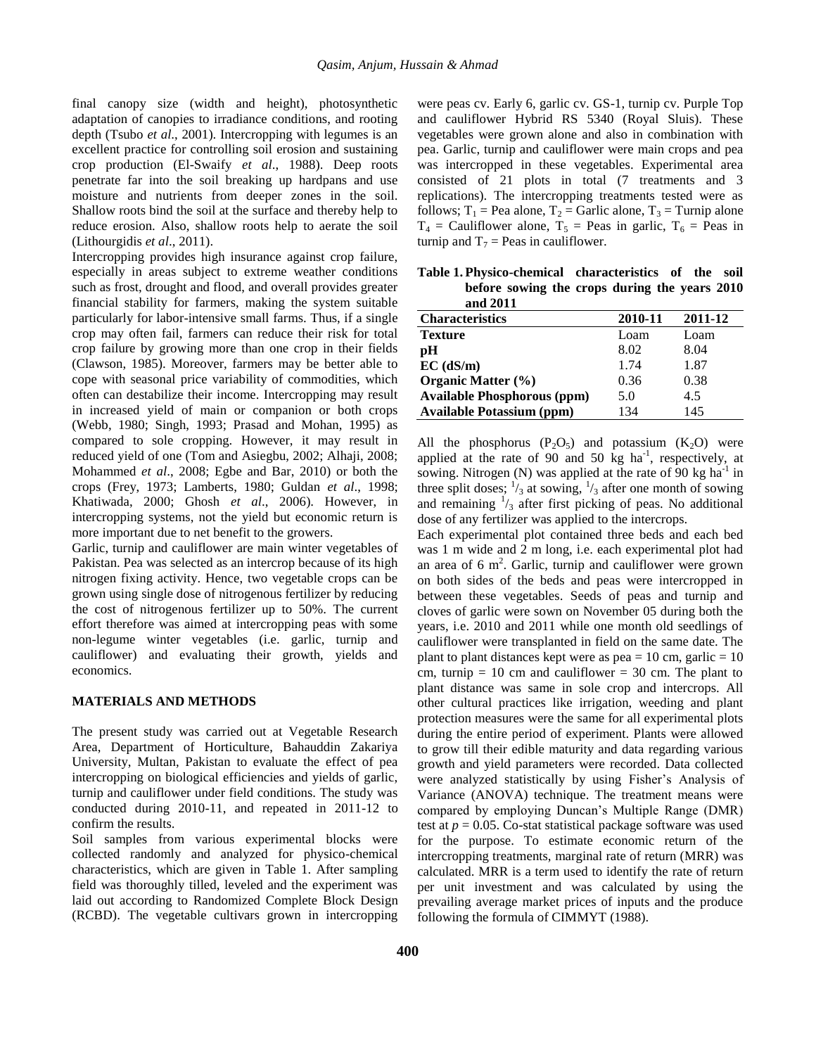final canopy size (width and height), photosynthetic adaptation of canopies to irradiance conditions, and rooting depth (Tsubo *et al*., 2001). Intercropping with legumes is an excellent practice for controlling soil erosion and sustaining crop production (El-Swaify *et al*., 1988). Deep roots penetrate far into the soil breaking up hardpans and use moisture and nutrients from deeper zones in the soil. Shallow roots bind the soil at the surface and thereby help to reduce erosion. Also, shallow roots help to aerate the soil (Lithourgidis *et al*., 2011).

Intercropping provides high insurance against crop failure, especially in areas subject to extreme weather conditions such as frost, drought and flood, and overall provides greater financial stability for farmers, making the system suitable particularly for labor-intensive small farms. Thus, if a single crop may often fail, farmers can reduce their risk for total crop failure by growing more than one crop in their fields (Clawson, 1985). Moreover, farmers may be better able to cope with seasonal price variability of commodities, which often can destabilize their income. Intercropping may result in increased yield of main or companion or both crops (Webb, 1980; Singh, 1993; Prasad and Mohan, 1995) as compared to sole cropping. However, it may result in reduced yield of one (Tom and Asiegbu, 2002; Alhaji, 2008; Mohammed *et al*., 2008; Egbe and Bar, 2010) or both the crops (Frey, 1973; Lamberts, 1980; Guldan *et al*., 1998; Khatiwada, 2000; Ghosh *et al*., 2006). However, in intercropping systems, not the yield but economic return is more important due to net benefit to the growers.

Garlic, turnip and cauliflower are main winter vegetables of Pakistan. Pea was selected as an intercrop because of its high nitrogen fixing activity. Hence, two vegetable crops can be grown using single dose of nitrogenous fertilizer by reducing the cost of nitrogenous fertilizer up to 50%. The current effort therefore was aimed at intercropping peas with some non-legume winter vegetables (i.e. garlic, turnip and cauliflower) and evaluating their growth, yields and economics.

## MATERIALS AND METHODS

The present study was carried out at Vegetable Research Area, Department of Horticulture, Bahauddin Zakariya University, Multan, Pakistan to evaluate the effect of pea intercropping on biological efficiencies and yields of garlic, turnip and cauliflower under field conditions. The study was conducted during 2010-11, and repeated in 2011-12 to confirm the results.

Soil samples from various experimental blocks were collected randomly and analyzed for physico-chemical characteristics, which are given in Table 1. After sampling field was thoroughly tilled, leveled and the experiment was laid out according to Randomized Complete Block Design (RCBD). The vegetable cultivars grown in intercropping were peas cv. Early 6, garlic cv. GS-1, turnip cv. Purple Top and cauliflower Hybrid RS 5340 (Royal Sluis). These vegetables were grown alone and also in combination with pea. Garlic, turnip and cauliflower were main crops and pea was intercropped in these vegetables. Experimental area consisted of 21 plots in total (7 treatments and 3 replications). The intercropping treatments tested were as follows; $T_1$ = Pea alone, $T_2$ = Garlic alone, $T_3$ = Turnip alone $T_4$ = Cauliflower alone, $T_5$ = Peas in garlic, $T_6$ = Peas in turnip and $T_7$ = Peas in cauliflower.

**Table 1. Physico-chemical characteristics of the soil before sowing the crops during the years 2010 and 2011**

| Characteristics | 2010-11 | 2011-12 |
|---|---|---|
| **Texture** | Loam | Loam |
| **pH** | 8.02 | 8.04 |
| **EC (dS/m)** | 1.74 | 1.87 |
| **Organic Matter (%)** | 0.36 | 0.38 |
| **Available Phosphorous (ppm)** | 5.0 | 4.5 |
| **Available Potassium (ppm)** | 134 | 145 |

All the phosphorus ($P_2O_5$) and potassium ($K_2O$) were applied at the rate of 90 and 50 kg $ha^{-1}$, respectively, at sowing. Nitrogen (N) was applied at the rate of 90 kg $ha^{-1}$ in three split doses; $^{1}/_{3}$ at sowing, $^{1}/_{3}$ after one month of sowing and remaining $^{1}/_{3}$ after first picking of peas. No additional dose of any fertilizer was applied to the intercrops.

Each experimental plot contained three beds and each bed was 1 m wide and 2 m long, i.e. each experimental plot had an area of 6 $m^2$. Garlic, turnip and cauliflower were grown on both sides of the beds and peas were intercropped in between these vegetables. Seeds of peas and turnip and cloves of garlic were sown on November 05 during both the years, i.e. 2010 and 2011 while one month old seedlings of cauliflower were transplanted in field on the same date. The plant to plant distances kept were as pea = 10 cm, garlic = 10 cm, turnip = 10 cm and cauliflower = 30 cm. The plant to plant distance was same in sole crop and intercrops. All other cultural practices like irrigation, weeding and plant protection measures were the same for all experimental plots during the entire period of experiment. Plants were allowed to grow till their edible maturity and data regarding various growth and yield parameters were recorded. Data collected were analyzed statistically by using Fisher's Analysis of Variance (ANOVA) technique. The treatment means were compared by employing Duncan's Multiple Range (DMR) test at $p = 0.05$. Co-stat statistical package software was used for the purpose. To estimate economic return of the intercropping treatments, marginal rate of return (MRR) was calculated. MRR is a term used to identify the rate of return per unit investment and was calculated by using the prevailing average market prices of inputs and the produce following the formula of CIMMYT (1988).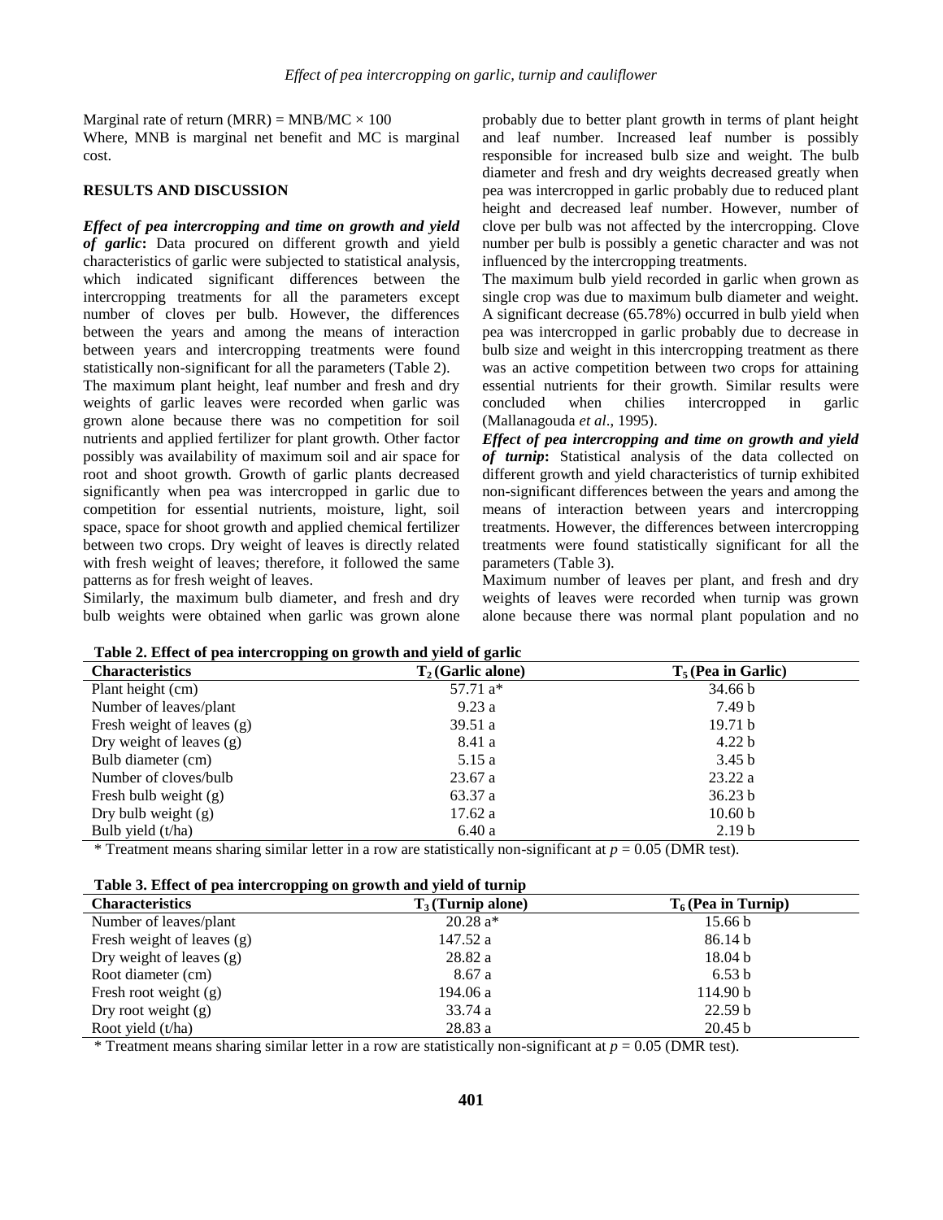Marginal rate of return (MRR) = MNB/MC × 100

Where, MNB is marginal net benefit and MC is marginal cost.

## RESULTS AND DISCUSSION

***Effect of pea intercropping and time on growth and yield of garlic*:** Data procured on different growth and yield characteristics of garlic were subjected to statistical analysis, which indicated significant differences between the intercropping treatments for all the parameters except number of cloves per bulb. However, the differences between the years and among the means of interaction between years and intercropping treatments were found statistically non-significant for all the parameters (Table 2).

The maximum plant height, leaf number and fresh and dry weights of garlic leaves were recorded when garlic was grown alone because there was no competition for soil nutrients and applied fertilizer for plant growth. Other factor possibly was availability of maximum soil and air space for root and shoot growth. Growth of garlic plants decreased significantly when pea was intercropped in garlic due to competition for essential nutrients, moisture, light, soil space, space for shoot growth and applied chemical fertilizer between two crops. Dry weight of leaves is directly related with fresh weight of leaves; therefore, it followed the same patterns as for fresh weight of leaves.

Similarly, the maximum bulb diameter, and fresh and dry bulb weights were obtained when garlic was grown alone probably due to better plant growth in terms of plant height and leaf number. Increased leaf number is possibly responsible for increased bulb size and weight. The bulb diameter and fresh and dry weights decreased greatly when pea was intercropped in garlic probably due to reduced plant height and decreased leaf number. However, number of clove per bulb was not affected by the intercropping. Clove number per bulb is possibly a genetic character and was not influenced by the intercropping treatments.

The maximum bulb yield recorded in garlic when grown as single crop was due to maximum bulb diameter and weight. A significant decrease (65.78%) occurred in bulb yield when pea was intercropped in garlic probably due to decrease in bulb size and weight in this intercropping treatment as there was an active competition between two crops for attaining essential nutrients for their growth. Similar results were concluded when chilies intercropped in garlic (Mallanagouda *et al*., 1995).

***Effect of pea intercropping and time on growth and yield of turnip*:** Statistical analysis of the data collected on different growth and yield characteristics of turnip exhibited non-significant differences between the years and among the means of interaction between years and intercropping treatments. However, the differences between intercropping treatments were found statistically significant for all the parameters (Table 3).

Maximum number of leaves per plant, and fresh and dry weights of leaves were recorded when turnip was grown alone because there was normal plant population and no

**Table 2. Effect of pea intercropping on growth and yield of garlic**

| Characteristics | $T_2$ (Garlic alone) | $T_5$ (Pea in Garlic) |
|---|---|---|
| Plant height (cm) | 57.71 a* | 34.66 b |
| Number of leaves/plant | 9.23 a | 7.49 b |
| Fresh weight of leaves (g) | 39.51 a | 19.71 b |
| Dry weight of leaves (g) | 8.41 a | 4.22 b |
| Bulb diameter (cm) | 5.15 a | 3.45 b |
| Number of cloves/bulb | 23.67 a | 23.22 a |
| Fresh bulb weight (g) | 63.37 a | 36.23 b |
| Dry bulb weight (g) | 17.62 a | 10.60 b |
| Bulb yield (t/ha) | 6.40 a | 2.19 b |

\* Treatment means sharing similar letter in a row are statistically non-significant at $p = 0.05$ (DMR test).

**Table 3. Effect of pea intercropping on growth and yield of turnip**

| Characteristics | $T_3$ (Turnip alone) | $T_6$ (Pea in Turnip) |
|---|---|---|
| Number of leaves/plant | 20.28 a* | 15.66 b |
| Fresh weight of leaves (g) | 147.52 a | 86.14 b |
| Dry weight of leaves (g) | 28.82 a | 18.04 b |
| Root diameter (cm) | 8.67 a | 6.53 b |
| Fresh root weight (g) | 194.06 a | 114.90 b |
| Dry root weight (g) | 33.74 a | 22.59 b |
| Root yield (t/ha) | 28.83 a | 20.45 b |

\* Treatment means sharing similar letter in a row are statistically non-significant at $p = 0.05$ (DMR test).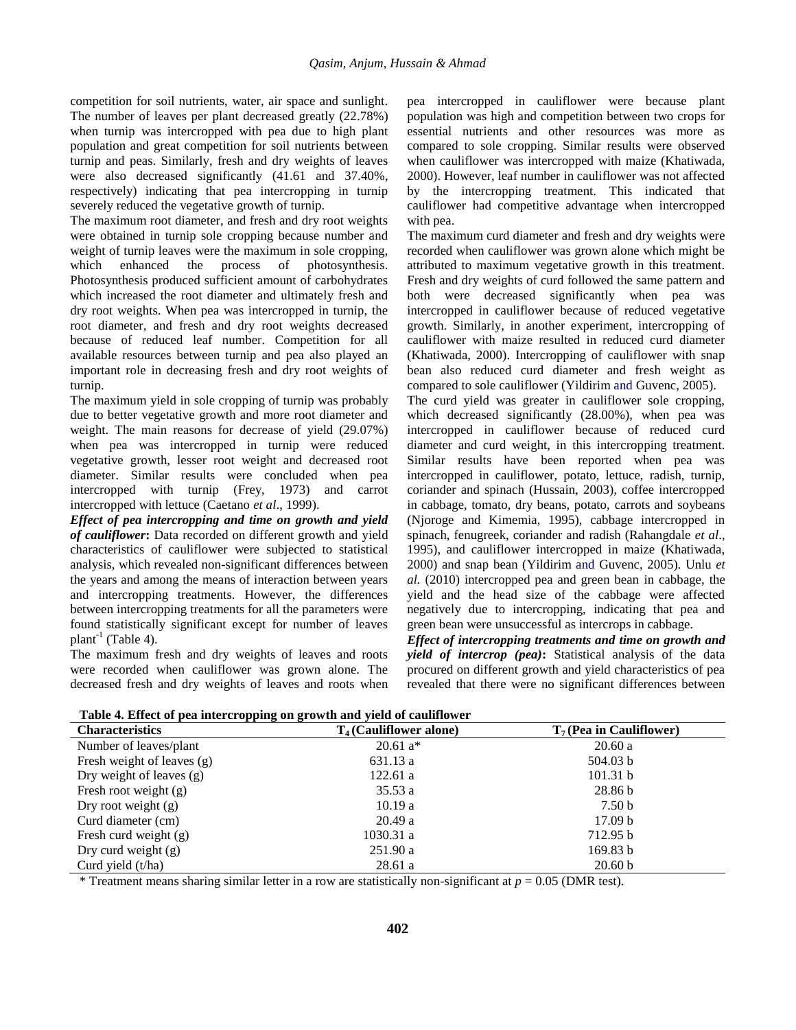competition for soil nutrients, water, air space and sunlight. The number of leaves per plant decreased greatly (22.78%) when turnip was intercropped with pea due to high plant population and great competition for soil nutrients between turnip and peas. Similarly, fresh and dry weights of leaves were also decreased significantly (41.61 and 37.40%, respectively) indicating that pea intercropping in turnip severely reduced the vegetative growth of turnip.

The maximum root diameter, and fresh and dry root weights were obtained in turnip sole cropping because number and weight of turnip leaves were the maximum in sole cropping, which enhanced the process of photosynthesis. Photosynthesis produced sufficient amount of carbohydrates which increased the root diameter and ultimately fresh and dry root weights. When pea was intercropped in turnip, the root diameter, and fresh and dry root weights decreased because of reduced leaf number. Competition for all available resources between turnip and pea also played an important role in decreasing fresh and dry root weights of turnip.

The maximum yield in sole cropping of turnip was probably due to better vegetative growth and more root diameter and weight. The main reasons for decrease of yield (29.07%) when pea was intercropped in turnip were reduced vegetative growth, lesser root weight and decreased root diameter. Similar results were concluded when pea intercropped with turnip (Frey, 1973) and carrot intercropped with lettuce (Caetano *et al*., 1999).

***Effect of pea intercropping and time on growth and yield of cauliflower*:** Data recorded on different growth and yield characteristics of cauliflower were subjected to statistical analysis, which revealed non-significant differences between the years and among the means of interaction between years and intercropping treatments. However, the differences between intercropping treatments for all the parameters were found statistically significant except for number of leaves plant$^{-1}$ (Table 4).

The maximum fresh and dry weights of leaves and roots were recorded when cauliflower was grown alone. The decreased fresh and dry weights of leaves and roots when pea intercropped in cauliflower were because plant population was high and competition between two crops for essential nutrients and other resources was more as compared to sole cropping. Similar results were observed when cauliflower was intercropped with maize (Khatiwada, 2000). However, leaf number in cauliflower was not affected by the intercropping treatment. This indicated that cauliflower had competitive advantage when intercropped with pea.

The maximum curd diameter and fresh and dry weights were recorded when cauliflower was grown alone which might be attributed to maximum vegetative growth in this treatment. Fresh and dry weights of curd followed the same pattern and both were decreased significantly when pea was intercropped in cauliflower because of reduced vegetative growth. Similarly, in another experiment, intercropping of cauliflower with maize resulted in reduced curd diameter (Khatiwada, 2000). Intercropping of cauliflower with snap bean also reduced curd diameter and fresh weight as compared to sole cauliflower (Yildirim and Guvenc, 2005).

The curd yield was greater in cauliflower sole cropping, which decreased significantly (28.00%), when pea was intercropped in cauliflower because of reduced curd diameter and curd weight, in this intercropping treatment. Similar results have been reported when pea was intercropped in cauliflower, potato, lettuce, radish, turnip, coriander and spinach (Hussain, 2003), coffee intercropped in cabbage, tomato, dry beans, potato, carrots and soybeans (Njoroge and Kimemia, 1995), cabbage intercropped in spinach, fenugreek, coriander and radish (Rahangdale *et al*., 1995), and cauliflower intercropped in maize (Khatiwada, 2000) and snap bean (Yildirim and Guvenc, 2005). Unlu *et al.* (2010) intercropped pea and green bean in cabbage, the yield and the head size of the cabbage were affected negatively due to intercropping, indicating that pea and green bean were unsuccessful as intercrops in cabbage.

***Effect of intercropping treatments and time on growth and yield of intercrop (pea)*:** Statistical analysis of the data procured on different growth and yield characteristics of pea revealed that there were no significant differences between

**Table 4. Effect of pea intercropping on growth and yield of cauliflower**

| Characteristics | $T_4$ (Cauliflower alone) | $T_7$ (Pea in Cauliflower) |
|---|---|---|
| Number of leaves/plant | 20.61 a* | 20.60 a |
| Fresh weight of leaves (g) | 631.13 a | 504.03 b |
| Dry weight of leaves (g) | 122.61 a | 101.31 b |
| Fresh root weight (g) | 35.53 a | 28.86 b |
| Dry root weight (g) | 10.19 a | 7.50 b |
| Curd diameter (cm) | 20.49 a | 17.09 b |
| Fresh curd weight (g) | 1030.31 a | 712.95 b |
| Dry curd weight (g) | 251.90 a | 169.83 b |
| Curd yield (t/ha) | 28.61 a | 20.60 b |

\* Treatment means sharing similar letter in a row are statistically non-significant at $p = 0.05$ (DMR test).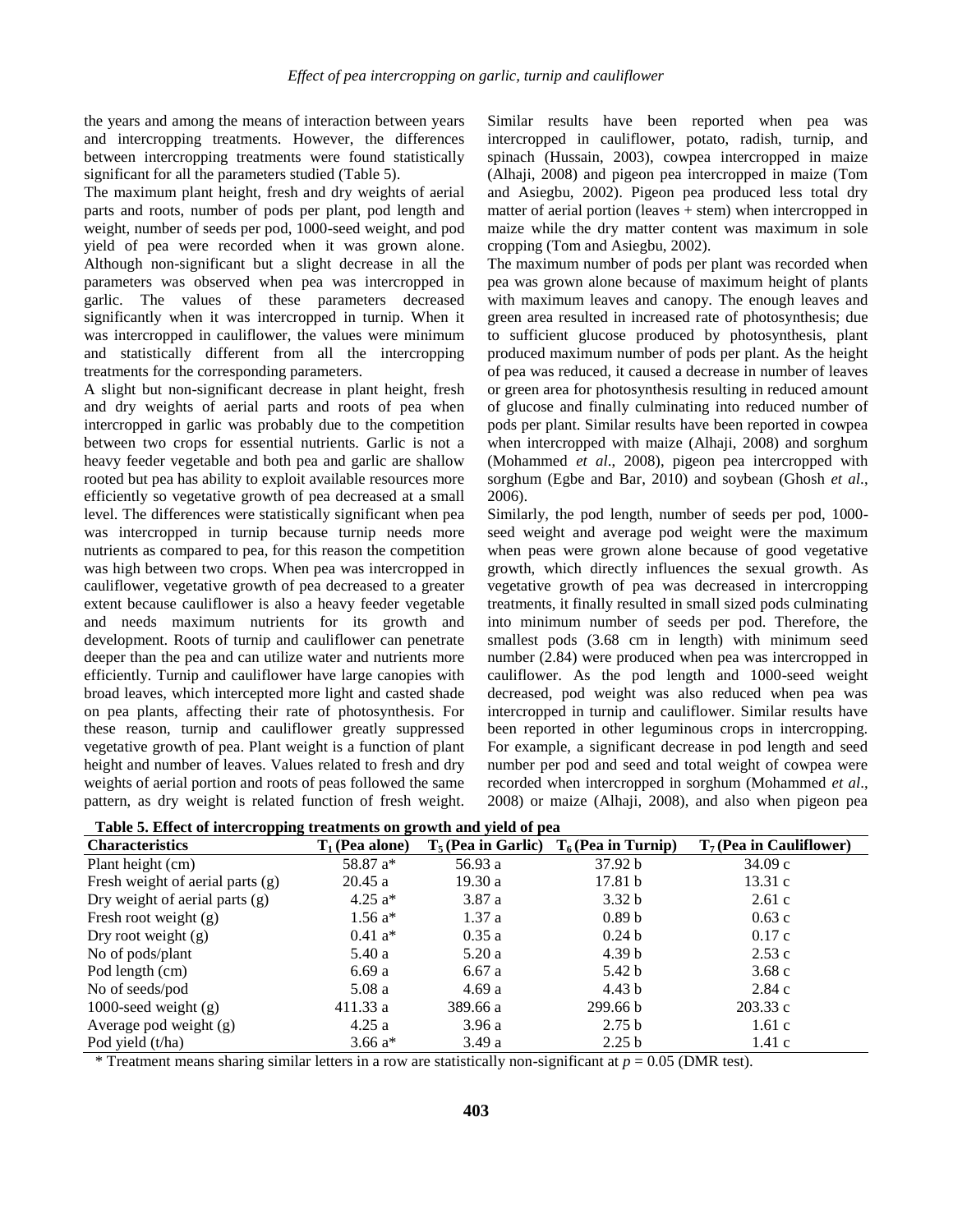the years and among the means of interaction between years and intercropping treatments. However, the differences between intercropping treatments were found statistically significant for all the parameters studied (Table 5).

The maximum plant height, fresh and dry weights of aerial parts and roots, number of pods per plant, pod length and weight, number of seeds per pod, 1000-seed weight, and pod yield of pea were recorded when it was grown alone. Although non-significant but a slight decrease in all the parameters was observed when pea was intercropped in garlic. The values of these parameters decreased significantly when it was intercropped in turnip. When it was intercropped in cauliflower, the values were minimum and statistically different from all the intercropping treatments for the corresponding parameters.

A slight but non-significant decrease in plant height, fresh and dry weights of aerial parts and roots of pea when intercropped in garlic was probably due to the competition between two crops for essential nutrients. Garlic is not a heavy feeder vegetable and both pea and garlic are shallow rooted but pea has ability to exploit available resources more efficiently so vegetative growth of pea decreased at a small level. The differences were statistically significant when pea was intercropped in turnip because turnip needs more nutrients as compared to pea, for this reason the competition was high between two crops. When pea was intercropped in cauliflower, vegetative growth of pea decreased to a greater extent because cauliflower is also a heavy feeder vegetable and needs maximum nutrients for its growth and development. Roots of turnip and cauliflower can penetrate deeper than the pea and can utilize water and nutrients more efficiently. Turnip and cauliflower have large canopies with broad leaves, which intercepted more light and casted shade on pea plants, affecting their rate of photosynthesis. For these reason, turnip and cauliflower greatly suppressed vegetative growth of pea. Plant weight is a function of plant height and number of leaves. Values related to fresh and dry weights of aerial portion and roots of peas followed the same pattern, as dry weight is related function of fresh weight. Similar results have been reported when pea was intercropped in cauliflower, potato, radish, turnip, and spinach (Hussain, 2003), cowpea intercropped in maize (Alhaji, 2008) and pigeon pea intercropped in maize (Tom and Asiegbu, 2002). Pigeon pea produced less total dry matter of aerial portion (leaves + stem) when intercropped in maize while the dry matter content was maximum in sole cropping (Tom and Asiegbu, 2002).

The maximum number of pods per plant was recorded when pea was grown alone because of maximum height of plants with maximum leaves and canopy. The enough leaves and green area resulted in increased rate of photosynthesis; due to sufficient glucose produced by photosynthesis, plant produced maximum number of pods per plant. As the height of pea was reduced, it caused a decrease in number of leaves or green area for photosynthesis resulting in reduced amount of glucose and finally culminating into reduced number of pods per plant. Similar results have been reported in cowpea when intercropped with maize (Alhaji, 2008) and sorghum (Mohammed *et al*., 2008), pigeon pea intercropped with sorghum (Egbe and Bar, 2010) and soybean (Ghosh *et al*., 2006).

Similarly, the pod length, number of seeds per pod, 1000-seed weight and average pod weight were the maximum when peas were grown alone because of good vegetative growth, which directly influences the sexual growth. As vegetative growth of pea was decreased in intercropping treatments, it finally resulted in small sized pods culminating into minimum number of seeds per pod. Therefore, the smallest pods (3.68 cm in length) with minimum seed number (2.84) were produced when pea was intercropped in cauliflower. As the pod length and 1000-seed weight decreased, pod weight was also reduced when pea was intercropped in turnip and cauliflower. Similar results have been reported in other leguminous crops in intercropping. For example, a significant decrease in pod length and seed number per pod and seed and total weight of cowpea were recorded when intercropped in sorghum (Mohammed *et al*., 2008) or maize (Alhaji, 2008), and also when pigeon pea

**Table 5. Effect of intercropping treatments on growth and yield of pea**

| Characteristics | $T_1$ (Pea alone) | $T_5$ (Pea in Garlic) | $T_6$ (Pea in Turnip) | $T_7$ (Pea in Cauliflower) |
|---|---|---|---|---|
| Plant height (cm) | 58.87 a* | 56.93 a | 37.92 b | 34.09 c |
| Fresh weight of aerial parts (g) | 20.45 a | 19.30 a | 17.81 b | 13.31 c |
| Dry weight of aerial parts (g) | 4.25 a* | 3.87 a | 3.32 b | 2.61 c |
| Fresh root weight (g) | 1.56 a* | 1.37 a | 0.89 b | 0.63 c |
| Dry root weight (g) | 0.41 a* | 0.35 a | 0.24 b | 0.17 c |
| No of pods/plant | 5.40 a | 5.20 a | 4.39 b | 2.53 c |
| Pod length (cm) | 6.69 a | 6.67 a | 5.42 b | 3.68 c |
| No of seeds/pod | 5.08 a | 4.69 a | 4.43 b | 2.84 c |
| 1000-seed weight (g) | 411.33 a | 389.66 a | 299.66 b | 203.33 c |
| Average pod weight (g) | 4.25 a | 3.96 a | 2.75 b | 1.61 c |
| Pod yield (t/ha) | 3.66 a* | 3.49 a | 2.25 b | 1.41 c |

\* Treatment means sharing similar letters in a row are statistically non-significant at $p = 0.05$ (DMR test).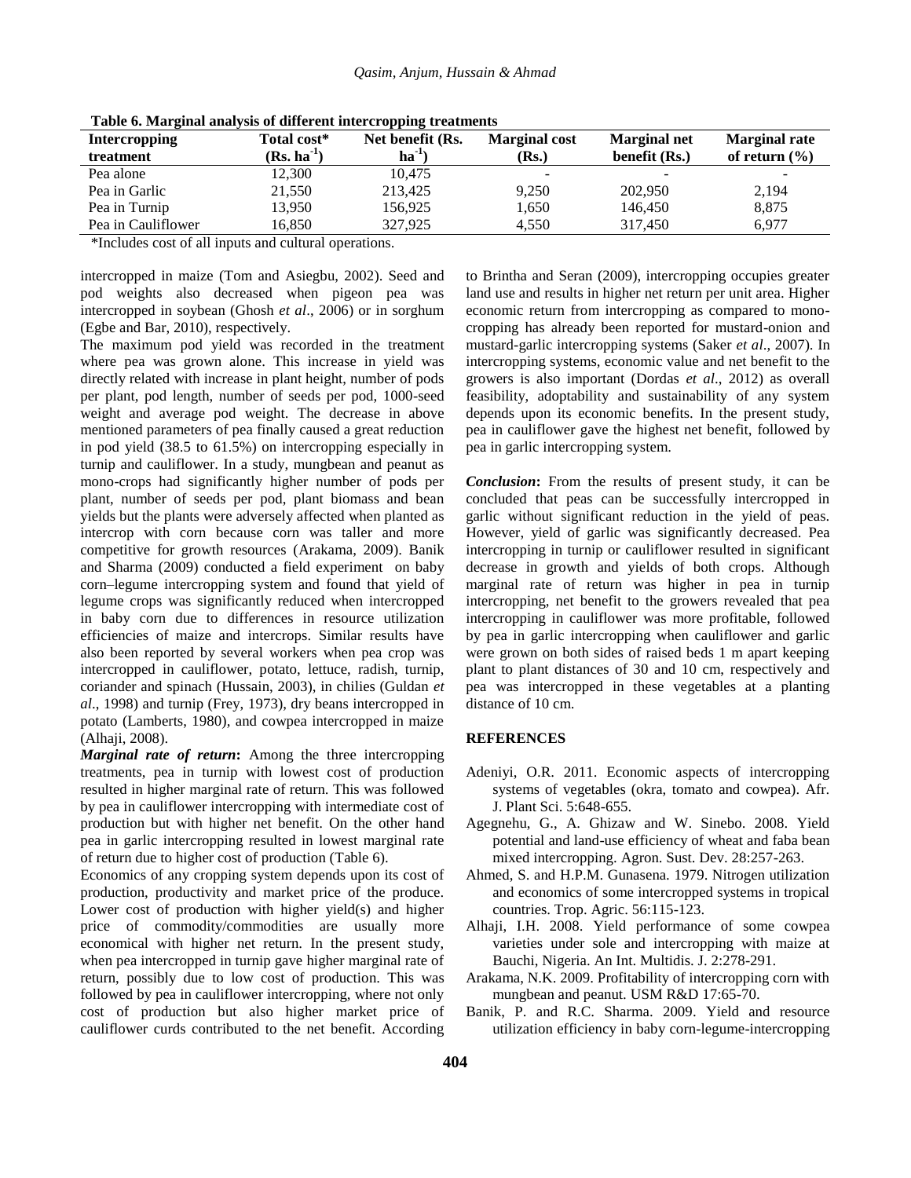**Table 6. Marginal analysis of different intercropping treatments**

| Intercropping treatment | Total cost* (Rs. ha$^{-1}$) | Net benefit (Rs. ha$^{-1}$) | Marginal cost (Rs.) | Marginal net benefit (Rs.) | Marginal rate of return (%) |
|---|---|---|---|---|---|
| Pea alone | 12,300 | 10,475 | - | - | - |
| Pea in Garlic | 21,550 | 213,425 | 9,250 | 202,950 | 2,194 |
| Pea in Turnip | 13,950 | 156,925 | 1,650 | 146,450 | 8,875 |
| Pea in Cauliflower | 16,850 | 327,925 | 4,550 | 317,450 | 6,977 |

*Includes cost of all inputs and cultural operations.

intercropped in maize (Tom and Asiegbu, 2002). Seed and pod weights also decreased when pigeon pea was intercropped in soybean (Ghosh *et al*., 2006) or in sorghum (Egbe and Bar, 2010), respectively.

The maximum pod yield was recorded in the treatment where pea was grown alone. This increase in yield was directly related with increase in plant height, number of pods per plant, pod length, number of seeds per pod, 1000-seed weight and average pod weight. The decrease in above mentioned parameters of pea finally caused a great reduction in pod yield (38.5 to 61.5%) on intercropping especially in turnip and cauliflower. In a study, mungbean and peanut as mono-crops had significantly higher number of pods per plant, number of seeds per pod, plant biomass and bean yields but the plants were adversely affected when planted as intercrop with corn because corn was taller and more competitive for growth resources (Arakama, 2009). Banik and Sharma (2009) conducted a field experiment on baby corn–legume intercropping system and found that yield of legume crops was significantly reduced when intercropped in baby corn due to differences in resource utilization efficiencies of maize and intercrops. Similar results have also been reported by several workers when pea crop was intercropped in cauliflower, potato, lettuce, radish, turnip, coriander and spinach (Hussain, 2003), in chilies (Guldan *et al*., 1998) and turnip (Frey, 1973), dry beans intercropped in potato (Lamberts, 1980), and cowpea intercropped in maize (Alhaji, 2008).

***Marginal rate of return*:** Among the three intercropping treatments, pea in turnip with lowest cost of production resulted in higher marginal rate of return. This was followed by pea in cauliflower intercropping with intermediate cost of production but with higher net benefit. On the other hand pea in garlic intercropping resulted in lowest marginal rate of return due to higher cost of production (Table 6).

Economics of any cropping system depends upon its cost of production, productivity and market price of the produce. Lower cost of production with higher yield(s) and higher price of commodity/commodities are usually more economical with higher net return. In the present study, when pea intercropped in turnip gave higher marginal rate of return, possibly due to low cost of production. This was followed by pea in cauliflower intercropping, where not only cost of production but also higher market price of cauliflower curds contributed to the net benefit. According to Brintha and Seran (2009), intercropping occupies greater land use and results in higher net return per unit area. Higher economic return from intercropping as compared to mono-cropping has already been reported for mustard-onion and mustard-garlic intercropping systems (Saker *et al*., 2007). In intercropping systems, economic value and net benefit to the growers is also important (Dordas *et al*., 2012) as overall feasibility, adoptability and sustainability of any system depends upon its economic benefits. In the present study, pea in cauliflower gave the highest net benefit, followed by pea in garlic intercropping system.

***Conclusion*:** From the results of present study, it can be concluded that peas can be successfully intercropped in garlic without significant reduction in the yield of peas. However, yield of garlic was significantly decreased. Pea intercropping in turnip or cauliflower resulted in significant decrease in growth and yields of both crops. Although marginal rate of return was higher in pea in turnip intercropping, net benefit to the growers revealed that pea intercropping in cauliflower was more profitable, followed by pea in garlic intercropping when cauliflower and garlic were grown on both sides of raised beds 1 m apart keeping plant to plant distances of 30 and 10 cm, respectively and pea was intercropped in these vegetables at a planting distance of 10 cm.

## REFERENCES

Adeniyi, O.R. 2011. Economic aspects of intercropping systems of vegetables (okra, tomato and cowpea). Afr. J. Plant Sci. 5:648-655.

Agegnehu, G., A. Ghizaw and W. Sinebo. 2008. Yield potential and land-use efficiency of wheat and faba bean mixed intercropping. Agron. Sust. Dev. 28:257-263.

Ahmed, S. and H.P.M. Gunasena. 1979. Nitrogen utilization and economics of some intercropped systems in tropical countries. Trop. Agric. 56:115-123.

Alhaji, I.H. 2008. Yield performance of some cowpea varieties under sole and intercropping with maize at Bauchi, Nigeria. An Int. Multidis. J. 2:278-291.

Arakama, N.K. 2009. Profitability of intercropping corn with mungbean and peanut. USM R&D 17:65-70.

Banik, P. and R.C. Sharma. 2009. Yield and resource utilization efficiency in baby corn-legume-intercropping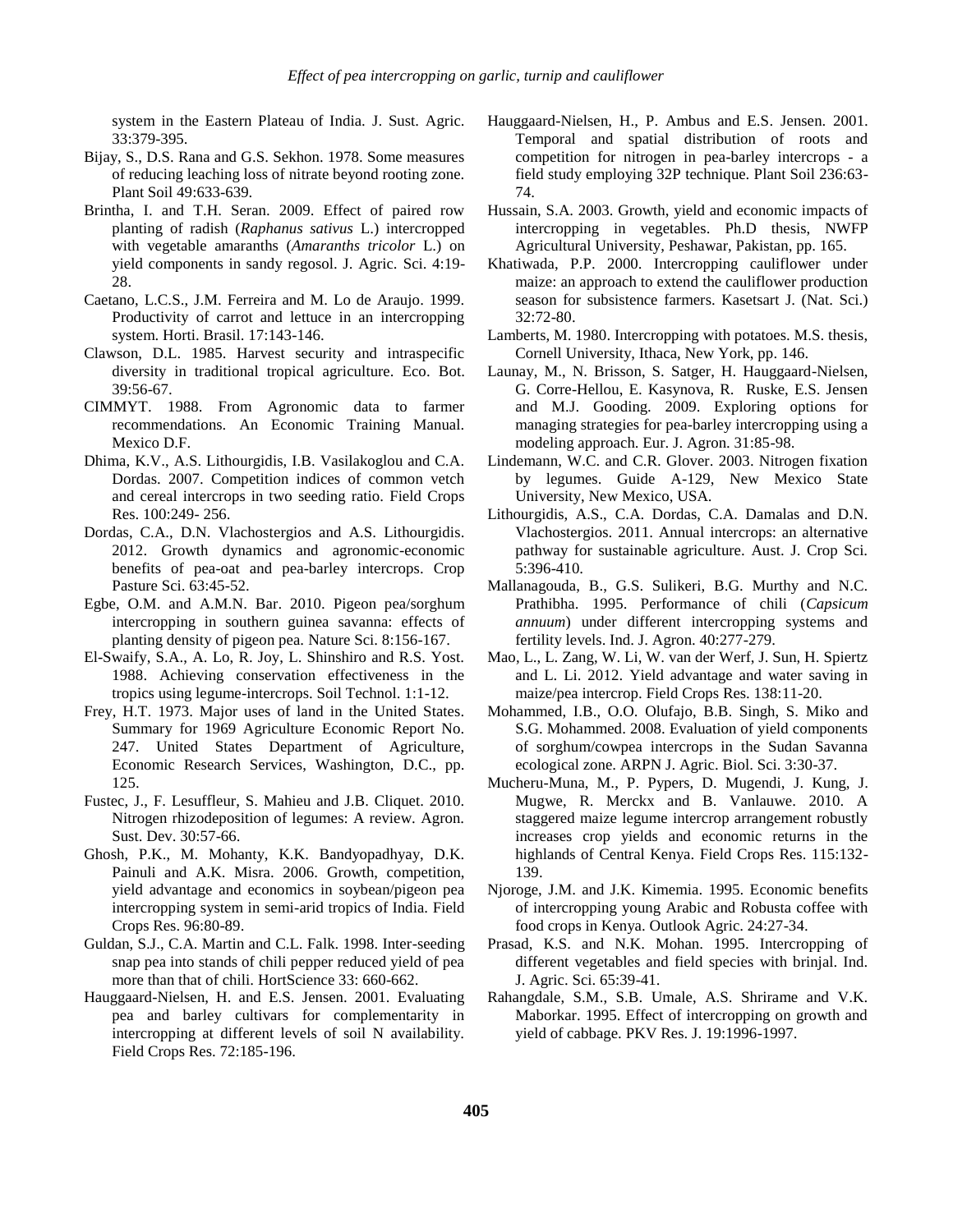system in the Eastern Plateau of India. J. Sust. Agric. 33:379-395.

Bijay, S., D.S. Rana and G.S. Sekhon. 1978. Some measures of reducing leaching loss of nitrate beyond rooting zone. Plant Soil 49:633-639.

Brintha, I. and T.H. Seran. 2009. Effect of paired row planting of radish (*Raphanus sativus* L.) intercropped with vegetable amaranths (*Amaranths tricolor* L.) on yield components in sandy regosol. J. Agric. Sci. 4:19-28.

Caetano, L.C.S., J.M. Ferreira and M. Lo de Araujo. 1999. Productivity of carrot and lettuce in an intercropping system. Horti. Brasil. 17:143-146.

Clawson, D.L. 1985. Harvest security and intraspecific diversity in traditional tropical agriculture. Eco. Bot. 39:56-67.

CIMMYT. 1988. From Agronomic data to farmer recommendations. An Economic Training Manual. Mexico D.F.

Dhima, K.V., A.S. Lithourgidis, I.B. Vasilakoglou and C.A. Dordas. 2007. Competition indices of common vetch and cereal intercrops in two seeding ratio. Field Crops Res. 100:249- 256.

Dordas, C.A., D.N. Vlachostergios and A.S. Lithourgidis. 2012. Growth dynamics and agronomic-economic benefits of pea-oat and pea-barley intercrops. Crop Pasture Sci. 63:45-52.

Egbe, O.M. and A.M.N. Bar. 2010. Pigeon pea/sorghum intercropping in southern guinea savanna: effects of planting density of pigeon pea. Nature Sci. 8:156-167.

El-Swaify, S.A., A. Lo, R. Joy, L. Shinshiro and R.S. Yost. 1988. Achieving conservation effectiveness in the tropics using legume-intercrops. Soil Technol. 1:1-12.

Frey, H.T. 1973. Major uses of land in the United States. Summary for 1969 Agriculture Economic Report No. 247. United States Department of Agriculture, Economic Research Services, Washington, D.C., pp. 125.

Fustec, J., F. Lesuffleur, S. Mahieu and J.B. Cliquet. 2010. Nitrogen rhizodeposition of legumes: A review. Agron. Sust. Dev. 30:57-66.

Ghosh, P.K., M. Mohanty, K.K. Bandyopadhyay, D.K. Painuli and A.K. Misra. 2006. Growth, competition, yield advantage and economics in soybean/pigeon pea intercropping system in semi-arid tropics of India. Field Crops Res. 96:80-89.

Guldan, S.J., C.A. Martin and C.L. Falk. 1998. Inter-seeding snap pea into stands of chili pepper reduced yield of pea more than that of chili. HortScience 33: 660-662.

Hauggaard-Nielsen, H. and E.S. Jensen. 2001. Evaluating pea and barley cultivars for complementarity in intercropping at different levels of soil N availability. Field Crops Res. 72:185-196.

Hauggaard-Nielsen, H., P. Ambus and E.S. Jensen. 2001. Temporal and spatial distribution of roots and competition for nitrogen in pea-barley intercrops - a field study employing 32P technique. Plant Soil 236:63-74.

Hussain, S.A. 2003. Growth, yield and economic impacts of intercropping in vegetables. Ph.D thesis, NWFP Agricultural University, Peshawar, Pakistan, pp. 165.

Khatiwada, P.P. 2000. Intercropping cauliflower under maize: an approach to extend the cauliflower production season for subsistence farmers. Kasetsart J. (Nat. Sci.) 32:72-80.

Lamberts, M. 1980. Intercropping with potatoes. M.S. thesis, Cornell University, Ithaca, New York, pp. 146.

Launay, M., N. Brisson, S. Satger, H. Hauggaard-Nielsen, G. Corre-Hellou, E. Kasynova, R. Ruske, E.S. Jensen and M.J. Gooding. 2009. Exploring options for managing strategies for pea-barley intercropping using a modeling approach. Eur. J. Agron. 31:85-98.

Lindemann, W.C. and C.R. Glover. 2003. Nitrogen fixation by legumes. Guide A-129, New Mexico State University, New Mexico, USA.

Lithourgidis, A.S., C.A. Dordas, C.A. Damalas and D.N. Vlachostergios. 2011. Annual intercrops: an alternative pathway for sustainable agriculture. Aust. J. Crop Sci. 5:396-410.

Mallanagouda, B., G.S. Sulikeri, B.G. Murthy and N.C. Prathibha. 1995. Performance of chili (*Capsicum annuum*) under different intercropping systems and fertility levels. Ind. J. Agron. 40:277-279.

Mao, L., L. Zang, W. Li, W. van der Werf, J. Sun, H. Spiertz and L. Li. 2012. Yield advantage and water saving in maize/pea intercrop. Field Crops Res. 138:11-20.

Mohammed, I.B., O.O. Olufajo, B.B. Singh, S. Miko and S.G. Mohammed. 2008. Evaluation of yield components of sorghum/cowpea intercrops in the Sudan Savanna ecological zone. ARPN J. Agric. Biol. Sci. 3:30-37.

Mucheru-Muna, M., P. Pypers, D. Mugendi, J. Kung, J. Mugwe, R. Merckx and B. Vanlauwe. 2010. A staggered maize legume intercrop arrangement robustly increases crop yields and economic returns in the highlands of Central Kenya. Field Crops Res. 115:132-139.

Njoroge, J.M. and J.K. Kimemia. 1995. Economic benefits of intercropping young Arabic and Robusta coffee with food crops in Kenya. Outlook Agric. 24:27-34.

Prasad, K.S. and N.K. Mohan. 1995. Intercropping of different vegetables and field species with brinjal. Ind. J. Agric. Sci. 65:39-41.

Rahangdale, S.M., S.B. Umale, A.S. Shrirame and V.K. Maborkar. 1995. Effect of intercropping on growth and yield of cabbage. PKV Res. J. 19:1996-1997.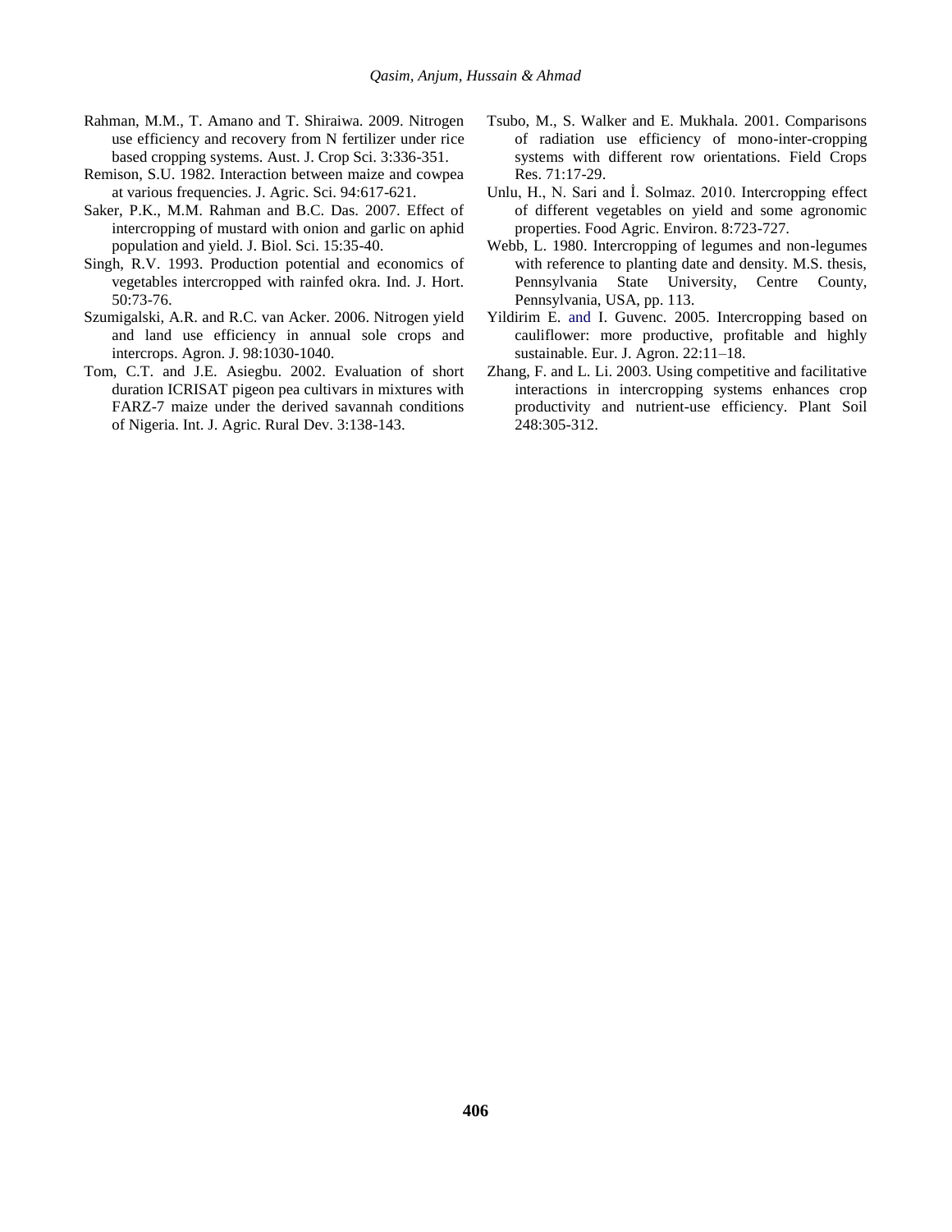Rahman, M.M., T. Amano and T. Shiraiwa. 2009. Nitrogen use efficiency and recovery from N fertilizer under rice based cropping systems. Aust. J. Crop Sci. 3:336-351.

Remison, S.U. 1982. Interaction between maize and cowpea at various frequencies. J. Agric. Sci. 94:617-621.

Saker, P.K., M.M. Rahman and B.C. Das. 2007. Effect of intercropping of mustard with onion and garlic on aphid population and yield. J. Biol. Sci. 15:35-40.

Singh, R.V. 1993. Production potential and economics of vegetables intercropped with rainfed okra. Ind. J. Hort. 50:73-76.

Szumigalski, A.R. and R.C. van Acker. 2006. Nitrogen yield and land use efficiency in annual sole crops and intercrops. Agron. J. 98:1030-1040.

Tom, C.T. and J.E. Asiegbu. 2002. Evaluation of short duration ICRISAT pigeon pea cultivars in mixtures with FARZ-7 maize under the derived savannah conditions of Nigeria. Int. J. Agric. Rural Dev. 3:138-143.

Tsubo, M., S. Walker and E. Mukhala. 2001. Comparisons of radiation use efficiency of mono-inter-cropping systems with different row orientations. Field Crops Res. 71:17-29.

Unlu, H., N. Sari and İ. Solmaz. 2010. Intercropping effect of different vegetables on yield and some agronomic properties. Food Agric. Environ. 8:723-727.

Webb, L. 1980. Intercropping of legumes and non-legumes with reference to planting date and density. M.S. thesis, Pennsylvania State University, Centre County, Pennsylvania, USA, pp. 113.

Yildirim E. and I. Guvenc. 2005. Intercropping based on cauliflower: more productive, profitable and highly sustainable. Eur. J. Agron. 22:11–18.

Zhang, F. and L. Li. 2003. Using competitive and facilitative interactions in intercropping systems enhances crop productivity and nutrient-use efficiency. Plant Soil 248:305-312.